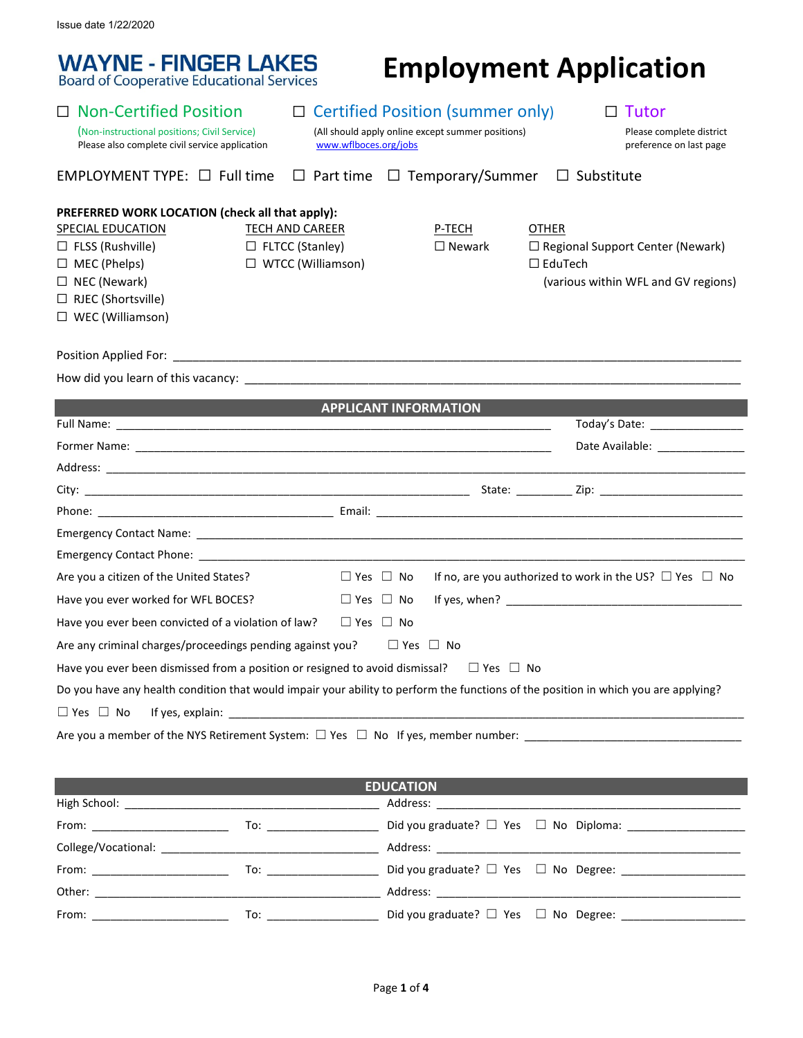Issue date 1/22/2020

**WAYNE - FINGER LAKES**
Board of Cooperative Educational Services

# Employment Application

☐ Non-Certified Position
(Non-instructional positions; Civil Service)
Please also complete civil service application

☐ Certified Position (summer only)
(All should apply online except summer positions)
www.wflboces.org/jobs

☐ Tutor
Please complete district preference on last page

EMPLOYMENT TYPE: ☐ Full time ☐ Part time ☐ Temporary/Summer ☐ Substitute

**PREFERRED WORK LOCATION (check all that apply):**

| SPECIAL EDUCATION | TECH AND CAREER | P-TECH | OTHER |
|---|---|---|---|
| ☐ FLSS (Rushville) | ☐ FLTCC (Stanley) | ☐ Newark | ☐ Regional Support Center (Newark) |
| ☐ MEC (Phelps) | ☐ WTCC (Williamson) | | ☐ EduTech (various within WFL and GV regions) |
| ☐ NEC (Newark) | | | |
| ☐ RJEC (Shortsville) | | | |
| ☐ WEC (Williamson) | | | |

Position Applied For: ______________________________

How did you learn of this vacancy: ______________________________

## APPLICANT INFORMATION

Full Name: ______________________________ Today's Date: ______________

Former Name: ______________________________ Date Available: ______________

Address: ______________________________

City: ______________________________ State: _________ Zip: ______________

Phone: ______________________ Email: ______________________________

Emergency Contact Name: ______________________________

Emergency Contact Phone: ______________________________

Are you a citizen of the United States? ☐ Yes ☐ No If no, are you authorized to work in the US? ☐ Yes ☐ No

Have you ever worked for WFL BOCES? ☐ Yes ☐ No If yes, when? ______________________

Have you ever been convicted of a violation of law? ☐ Yes ☐ No

Are any criminal charges/proceedings pending against you? ☐ Yes ☐ No

Have you ever been dismissed from a position or resigned to avoid dismissal? ☐ Yes ☐ No

Do you have any health condition that would impair your ability to perform the functions of the position in which you are applying?

☐ Yes ☐ No If yes, explain: ______________________________

Are you a member of the NYS Retirement System: ☐ Yes ☐ No If yes, member number: ______________________

## EDUCATION

High School: ______________________ Address: ______________________

From: ______________ To: ______________ Did you graduate? ☐ Yes ☐ No Diploma: ______________

College/Vocational: ______________________ Address: ______________________

From: ______________ To: ______________ Did you graduate? ☐ Yes ☐ No Degree: ______________

Other: ______________________ Address: ______________________

From: ______________ To: ______________ Did you graduate? ☐ Yes ☐ No Degree: ______________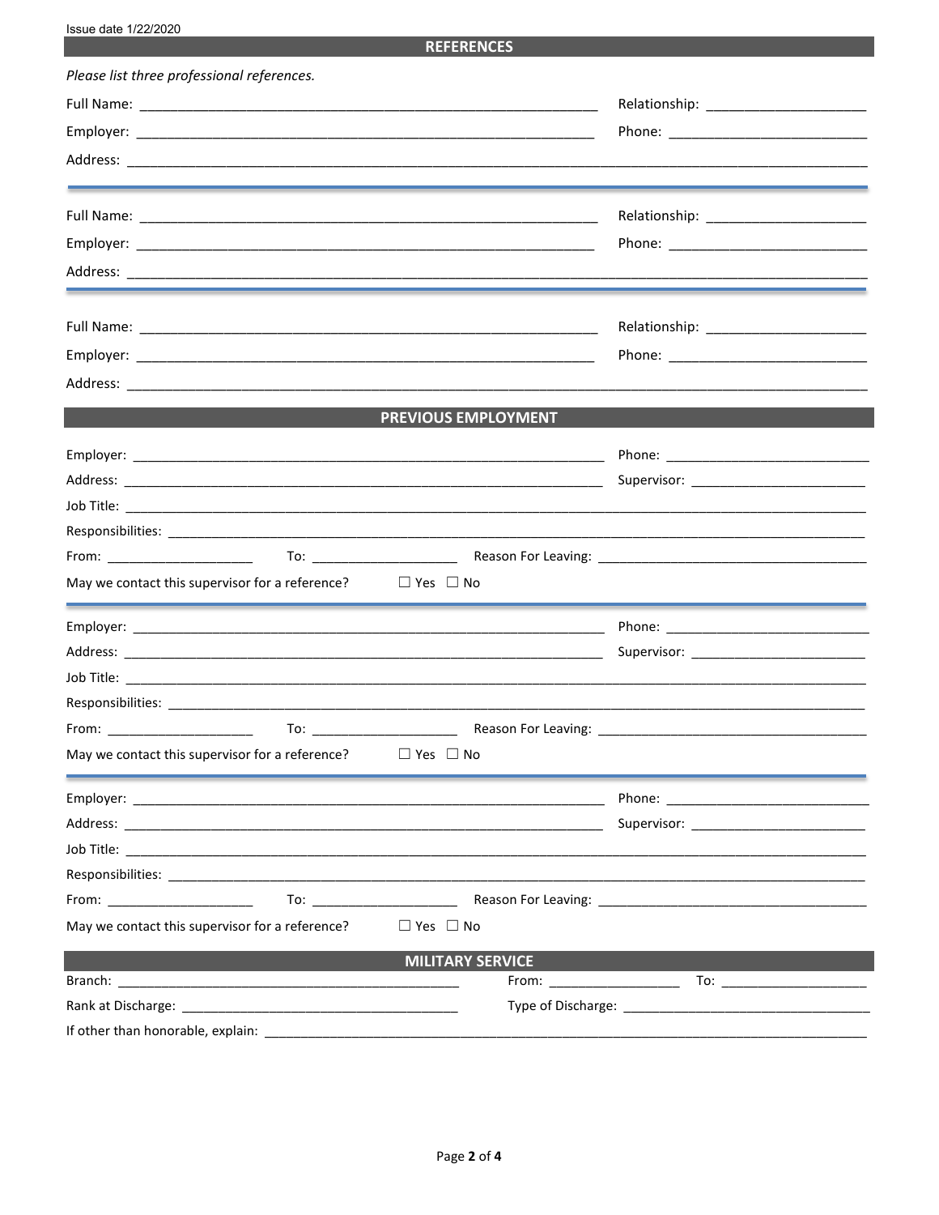Issue date 1/22/2020

## REFERENCES

*Please list three professional references.*

Full Name: ______________________________ Relationship: ____________________

Employer: ______________________________ Phone: ____________________

Address: ______________________________________________________________

---

Full Name: ______________________________ Relationship: ____________________

Employer: ______________________________ Phone: ____________________

Address: ______________________________________________________________

---

Full Name: ______________________________ Relationship: ____________________

Employer: ______________________________ Phone: ____________________

Address: ______________________________________________________________

## PREVIOUS EMPLOYMENT

Employer: ______________________________ Phone: ____________________

Address: ______________________________ Supervisor: ____________________

Job Title: ______________________________________________________________

Responsibilities: ________________________________________________________

From: ______________ To: ______________ Reason For Leaving: ____________________

May we contact this supervisor for a reference? ☐ Yes ☐ No

---

Employer: ______________________________ Phone: ____________________

Address: ______________________________ Supervisor: ____________________

Job Title: ______________________________________________________________

Responsibilities: ________________________________________________________

From: ______________ To: ______________ Reason For Leaving: ____________________

May we contact this supervisor for a reference? ☐ Yes ☐ No

---

Employer: ______________________________ Phone: ____________________

Address: ______________________________ Supervisor: ____________________

Job Title: ______________________________________________________________

Responsibilities: ________________________________________________________

From: ______________ To: ______________ Reason For Leaving: ____________________

May we contact this supervisor for a reference? ☐ Yes ☐ No

## MILITARY SERVICE

Branch: ______________________________ From: ______________ To: ______________

Rank at Discharge: ______________________________ Type of Discharge: ____________________

If other than honorable, explain: ________________________________________________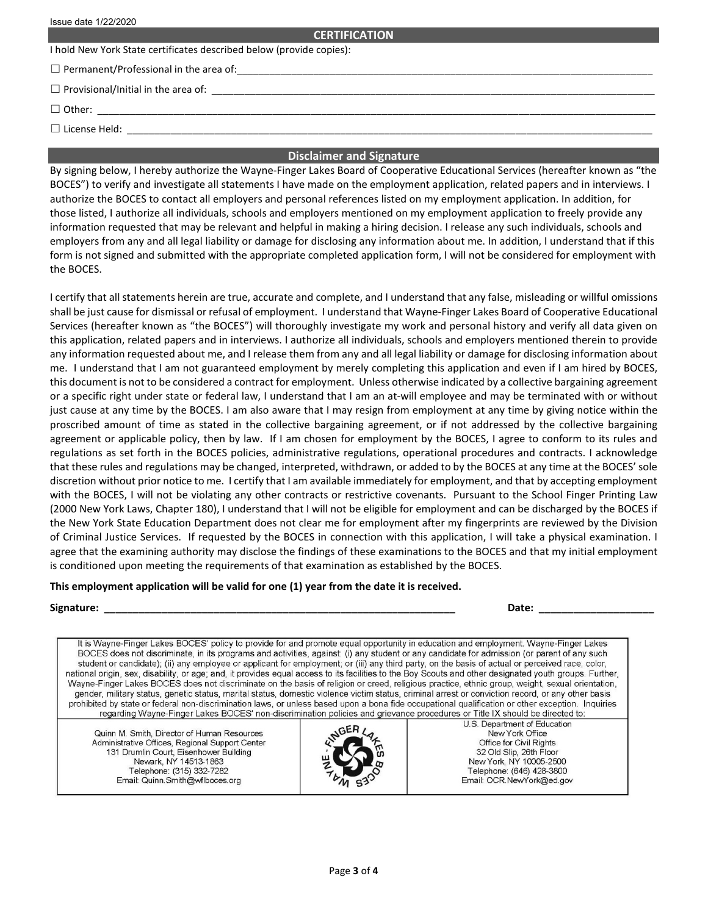Issue date 1/22/2020

## CERTIFICATION

I hold New York State certificates described below (provide copies):

☐ Permanent/Professional in the area of:\_\_\_\_\_\_\_\_\_\_\_\_\_\_\_\_\_\_\_\_\_\_\_\_\_\_\_\_\_\_\_\_\_\_\_\_\_\_\_\_\_\_\_\_\_\_\_\_

☐ Provisional/Initial in the area of: \_\_\_\_\_\_\_\_\_\_\_\_\_\_\_\_\_\_\_\_\_\_\_\_\_\_\_\_\_\_\_\_\_\_\_\_\_\_\_\_\_\_\_\_\_\_\_\_

☐ Other: \_\_\_\_\_\_\_\_\_\_\_\_\_\_\_\_\_\_\_\_\_\_\_\_\_\_\_\_\_\_\_\_\_\_\_\_\_\_\_\_\_\_\_\_\_\_\_\_\_\_\_\_\_\_\_\_\_\_\_\_

☐ License Held: \_\_\_\_\_\_\_\_\_\_\_\_\_\_\_\_\_\_\_\_\_\_\_\_\_\_\_\_\_\_\_\_\_\_\_\_\_\_\_\_\_\_\_\_\_\_\_\_\_\_\_\_\_\_\_\_

## Disclaimer and Signature

By signing below, I hereby authorize the Wayne-Finger Lakes Board of Cooperative Educational Services (hereafter known as "the BOCES") to verify and investigate all statements I have made on the employment application, related papers and in interviews. I authorize the BOCES to contact all employers and personal references listed on my employment application. In addition, for those listed, I authorize all individuals, schools and employers mentioned on my employment application to freely provide any information requested that may be relevant and helpful in making a hiring decision. I release any such individuals, schools and employers from any and all legal liability or damage for disclosing any information about me. In addition, I understand that if this form is not signed and submitted with the appropriate completed application form, I will not be considered for employment with the BOCES.

I certify that all statements herein are true, accurate and complete, and I understand that any false, misleading or willful omissions shall be just cause for dismissal or refusal of employment. I understand that Wayne-Finger Lakes Board of Cooperative Educational Services (hereafter known as "the BOCES") will thoroughly investigate my work and personal history and verify all data given on this application, related papers and in interviews. I authorize all individuals, schools and employers mentioned therein to provide any information requested about me, and I release them from any and all legal liability or damage for disclosing information about me. I understand that I am not guaranteed employment by merely completing this application and even if I am hired by BOCES, this document is not to be considered a contract for employment. Unless otherwise indicated by a collective bargaining agreement or a specific right under state or federal law, I understand that I am an at-will employee and may be terminated with or without just cause at any time by the BOCES. I am also aware that I may resign from employment at any time by giving notice within the proscribed amount of time as stated in the collective bargaining agreement, or if not addressed by the collective bargaining agreement or applicable policy, then by law. If I am chosen for employment by the BOCES, I agree to conform to its rules and regulations as set forth in the BOCES policies, administrative regulations, operational procedures and contracts. I acknowledge that these rules and regulations may be changed, interpreted, withdrawn, or added to by the BOCES at any time at the BOCES' sole discretion without prior notice to me. I certify that I am available immediately for employment, and that by accepting employment with the BOCES, I will not be violating any other contracts or restrictive covenants. Pursuant to the School Finger Printing Law (2000 New York Laws, Chapter 180), I understand that I will not be eligible for employment and can be discharged by the BOCES if the New York State Education Department does not clear me for employment after my fingerprints are reviewed by the Division of Criminal Justice Services. If requested by the BOCES in connection with this application, I will take a physical examination. I agree that the examining authority may disclose the findings of these examinations to the BOCES and that my initial employment is conditioned upon meeting the requirements of that examination as established by the BOCES.

**This employment application will be valid for one (1) year from the date it is received.**

**Signature:** \_\_\_\_\_\_\_\_\_\_\_\_\_\_\_\_\_\_\_\_\_\_\_\_\_\_\_\_\_\_\_\_\_\_\_\_\_\_\_\_ **Date:** \_\_\_\_\_\_\_\_\_\_\_\_\_\_\_\_\_\_\_\_

It is Wayne-Finger Lakes BOCES' policy to provide for and promote equal opportunity in education and employment. Wayne-Finger Lakes BOCES does not discriminate, in its programs and activities, against: (i) any student or any candidate for admission (or parent of any such student or candidate); (ii) any employee or applicant for employment; or (iii) any third party, on the basis of actual or perceived race, color, national origin, sex, disability, or age; and, it provides equal access to its facilities to the Boy Scouts and other designated youth groups. Further, Wayne-Finger Lakes BOCES does not discriminate on the basis of religion or creed, religious practice, ethnic group, weight, sexual orientation, gender, military status, genetic status, marital status, domestic violence victim status, criminal arrest or conviction record, or any other basis prohibited by state or federal non-discrimination laws, or unless based upon a bona fide occupational qualification or other exception. Inquiries regarding Wayne-Finger Lakes BOCES' non-discrimination policies and grievance procedures or Title IX should be directed to:

| Quinn M. Smith, Director of Human Resources<br>Administrative Offices, Regional Support Center<br>131 Drumlin Court, Eisenhower Building<br>Newark, NY 14513-1863<br>Telephone: (315) 332-7282<br>Email: Quinn.Smith@wflboces.org | WAYNE - FINGER LAKES BOCES | U.S. Department of Education<br>New York Office<br>Office for Civil Rights<br>32 Old Slip, 26th Floor<br>New York, NY 10005-2500<br>Telephone: (646) 428-3800<br>Email: OCR.NewYork@ed.gov |
|---|---|---|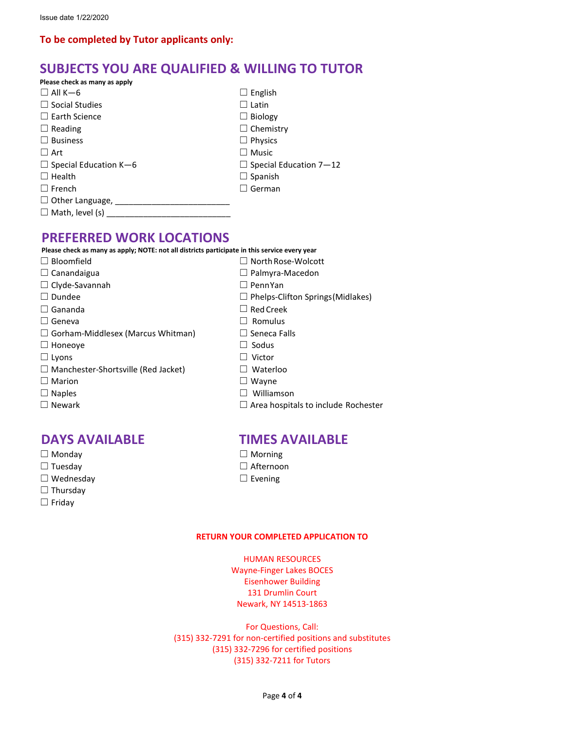Issue date 1/22/2020

**To be completed by Tutor applicants only:**

## SUBJECTS YOU ARE QUALIFIED & WILLING TO TUTOR

**Please check as many as apply**

- ☐ All K—6
- ☐ Social Studies
- ☐ Earth Science
- ☐ Reading
- ☐ Business
- ☐ Art
- ☐ Special Education K—6
- ☐ Health
- ☐ French
- ☐ Other Language, ___________________________
- ☐ Math, level (s) ____________________________
- ☐ English
- ☐ Latin
- ☐ Biology
- ☐ Chemistry
- ☐ Physics
- ☐ Music
- ☐ Special Education 7—12
- ☐ Spanish
- ☐ German

## PREFERRED WORK LOCATIONS

**Please check as many as apply; NOTE: not all districts participate in this service every year**

- ☐ Bloomfield
- ☐ Canandaigua
- ☐ Clyde-Savannah
- ☐ Dundee
- ☐ Gananda
- ☐ Geneva
- ☐ Gorham-Middlesex (Marcus Whitman)
- ☐ Honeoye
- ☐ Lyons
- ☐ Manchester-Shortsville (Red Jacket)
- ☐ Marion
- ☐ Naples
- ☐ Newark
- ☐ North Rose-Wolcott
- ☐ Palmyra-Macedon
- ☐ Penn Yan
- ☐ Phelps-Clifton Springs (Midlakes)
- ☐ Red Creek
- ☐ Romulus
- ☐ Seneca Falls
- ☐ Sodus
- ☐ Victor
- ☐ Waterloo
- ☐ Wayne
- ☐ Williamson
- ☐ Area hospitals to include Rochester

## DAYS AVAILABLE

- ☐ Monday
- ☐ Tuesday
- ☐ Wednesday
- ☐ Thursday
- ☐ Friday

## TIMES AVAILABLE

- ☐ Morning
- ☐ Afternoon
- ☐ Evening

**RETURN YOUR COMPLETED APPLICATION TO**

HUMAN RESOURCES
Wayne-Finger Lakes BOCES
Eisenhower Building
131 Drumlin Court
Newark, NY 14513-1863

For Questions, Call:
(315) 332-7291 for non-certified positions and substitutes
(315) 332-7296 for certified positions
(315) 332-7211 for Tutors